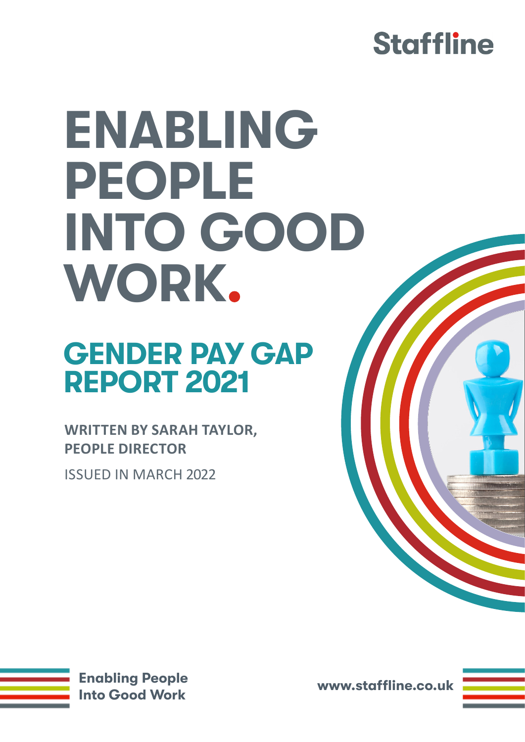Staffline

# ENABLING PEOPLE INTO GOOD WORK.

## GENDER PAY GAP REPORT 2021

**WRITTEN BY SARAH TAYLOR, PEOPLE DIRECTOR**

ISSUED IN MARCH 2022

Enabling People Into Good Work

www.staffline.co.uk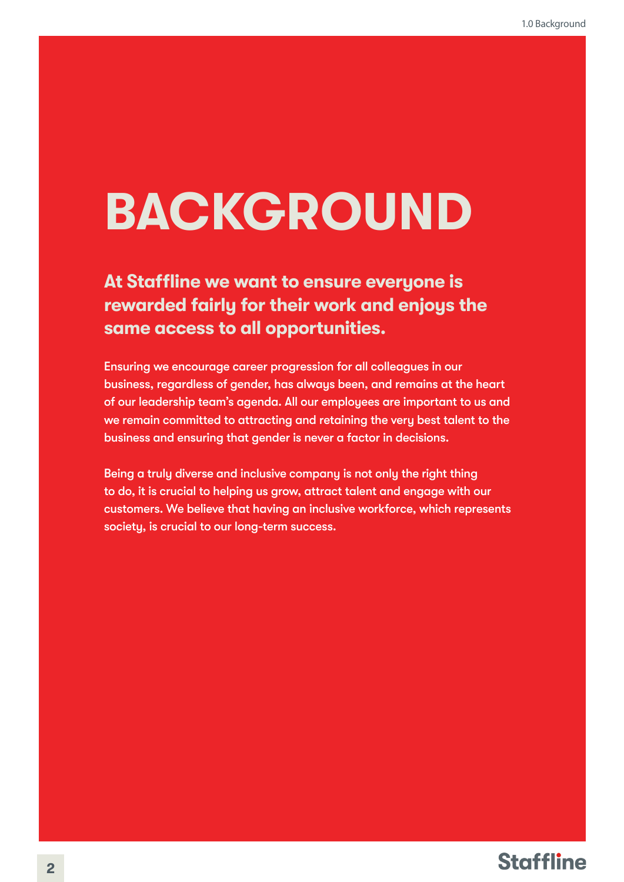# BACKGROUND

**At Staffline we want to ensure everyone is rewarded fairly for their work and enjoys the same access to all opportunities.**

Ensuring we encourage career progression for all colleagues in our business, regardless of gender, has always been, and remains at the heart of our leadership team's agenda. All our employees are important to us and we remain committed to attracting and retaining the very best talent to the business and ensuring that gender is never a factor in decisions.

Being a truly diverse and inclusive company is not only the right thing to do, it is crucial to helping us grow, attract talent and engage with our customers. We believe that having an inclusive workforce, which represents society, is crucial to our long-term success.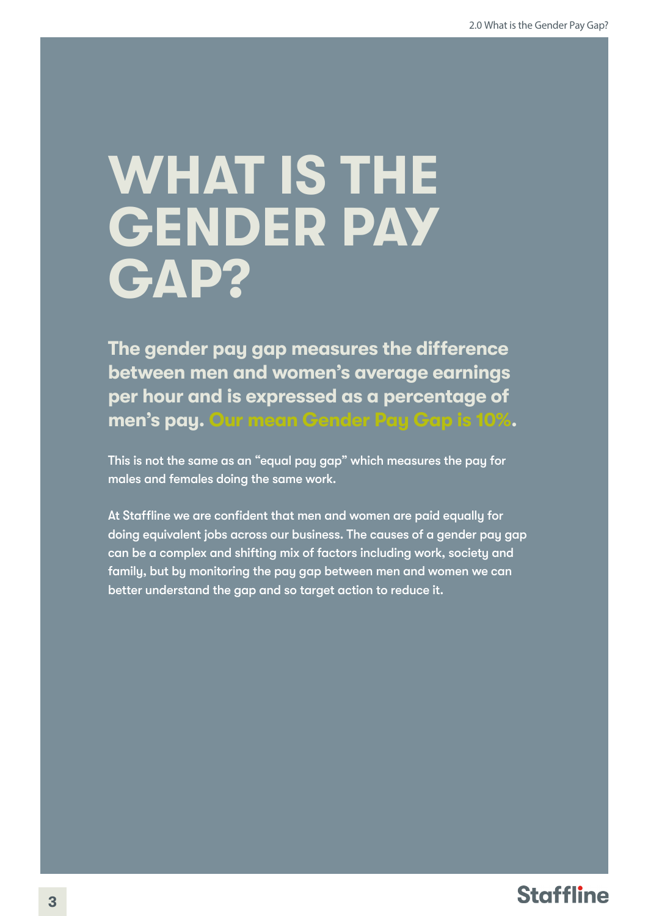# WHAT IS THE GENDER PAY GAP?

**The gender pay gap measures the difference between men and women's average earnings per hour and is expressed as a percentage of men's pay. Our mean Gender Pay Gap is 10%.**

This is not the same as an "equal pay gap" which measures the pay for males and females doing the same work.

At Staffline we are confident that men and women are paid equally for doing equivalent jobs across our business. The causes of a gender pay gap can be a complex and shifting mix of factors including work, society and family, but by monitoring the pay gap between men and women we can better understand the gap and so target action to reduce it.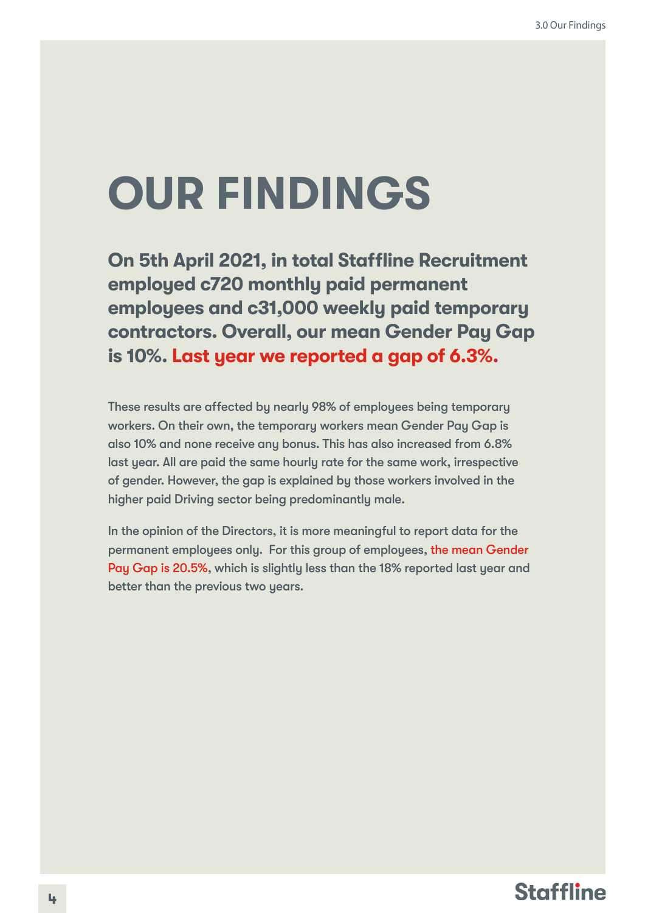# OUR FINDINGS

**On 5th April 2021, in total Staffline Recruitment employed c720 monthly paid permanent employees and c31,000 weekly paid temporary contractors. Overall, our mean Gender Pay Gap is 10%. Last year we reported a gap of 6.3%.**

These results are affected by nearly 98% of employees being temporary workers. On their own, the temporary workers mean Gender Pay Gap is also 10% and none receive any bonus. This has also increased from 6.8% last year. All are paid the same hourly rate for the same work, irrespective of gender. However, the gap is explained by those workers involved in the higher paid Driving sector being predominantly male.

In the opinion of the Directors, it is more meaningful to report data for the permanent employees only. For this group of employees, the mean Gender Pay Gap is 20.5%, which is slightly less than the 18% reported last year and better than the previous two years.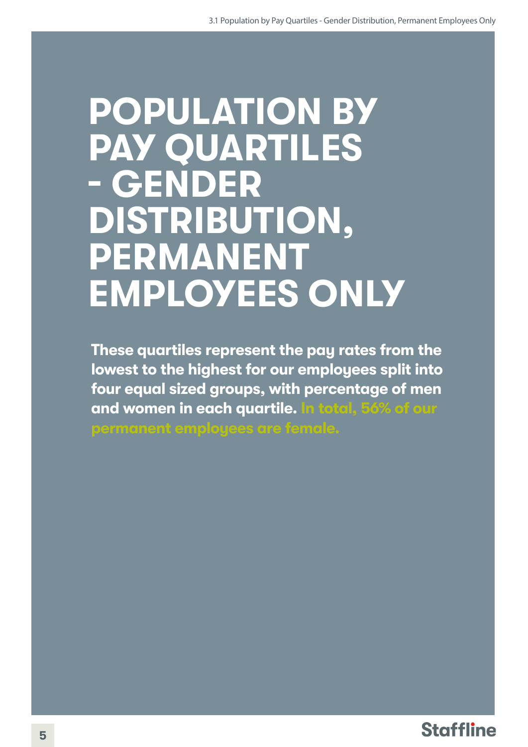# POPULATION BY PAY QUARTILES - GENDER DISTRIBUTION, PERMANENT EMPLOYEES ONLY

**These quartiles represent the pay rates from the lowest to the highest for our employees split into four equal sized groups, with percentage of men and women in each quartile. In total, 56% of our permanent employees are female.**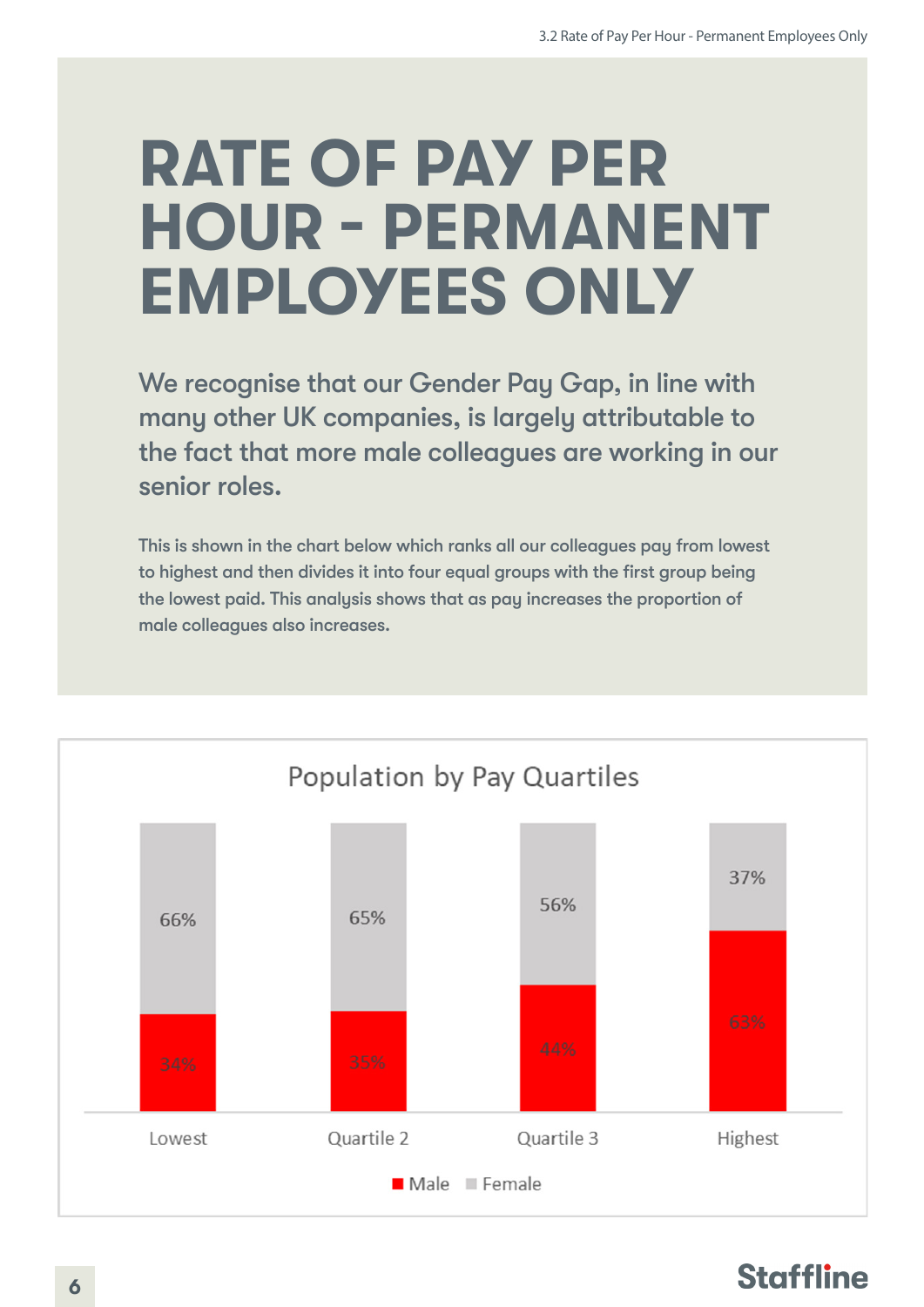# RATE OF PAY PER HOUR - PERMANENT EMPLOYEES ONLY

**We recognise that our Gender Pay Gap, in line with many other UK companies, is largely attributable to the fact that more male colleagues are working in our senior roles.**

This is shown in the chart below which ranks all our colleagues pay from lowest to highest and then divides it into four equal groups with the first group being the lowest paid. This analysis shows that as pay increases the proportion of male colleagues also increases.

**Population by Pay Quartiles**

| | Lowest | Quartile 2 | Quartile 3 | Highest |
|---|---|---|---|---|
| Male | 34% | 35% | 44% | 63% |
| Female | 66% | 65% | 56% | 37% |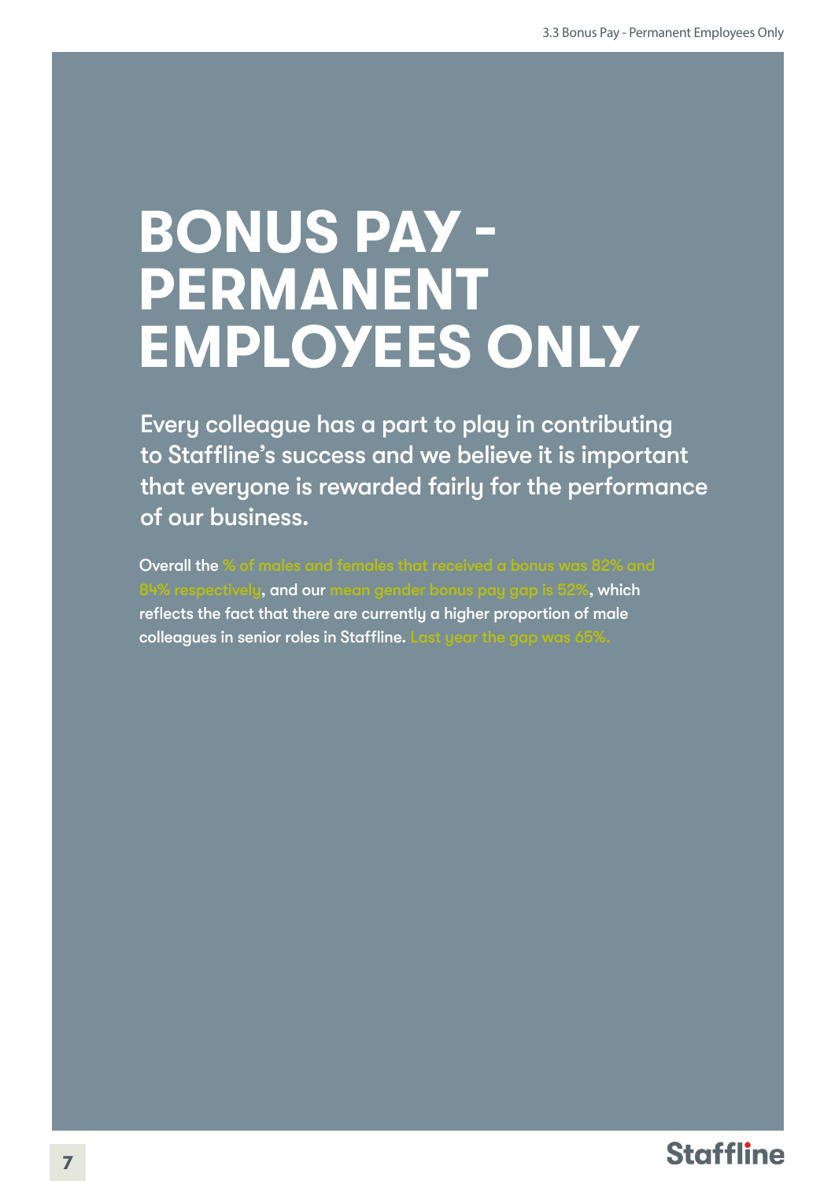# BONUS PAY - PERMANENT EMPLOYEES ONLY

Every colleague has a part to play in contributing to Staffline's success and we believe it is important that everyone is rewarded fairly for the performance of our business.

Overall the % of males and females that received a bonus was 82% and 84% respectively, and our mean gender bonus pay gap is 52%, which reflects the fact that there are currently a higher proportion of male colleagues in senior roles in Staffline. Last year the gap was 65%.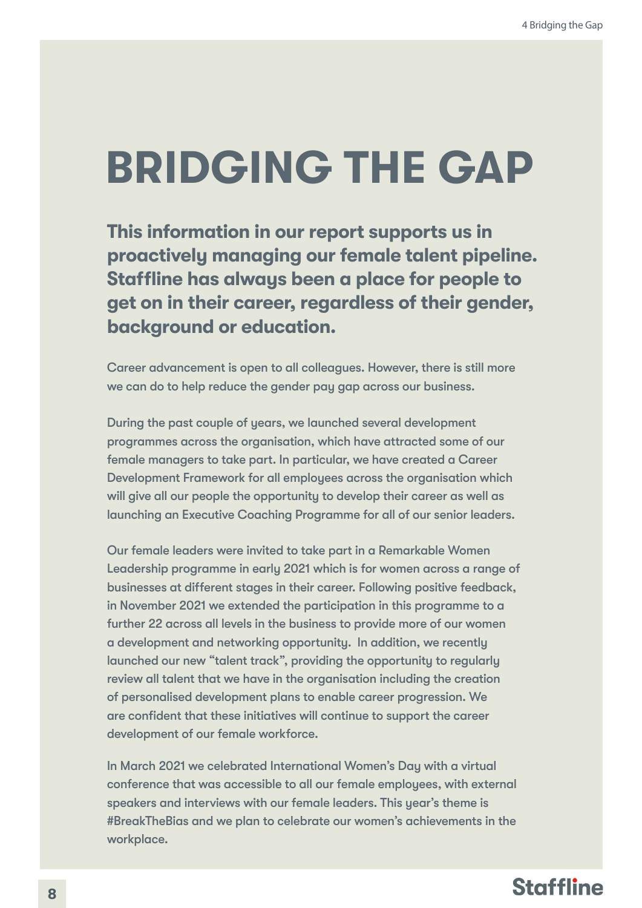# BRIDGING THE GAP

**This information in our report supports us in proactively managing our female talent pipeline. Staffline has always been a place for people to get on in their career, regardless of their gender, background or education.**

Career advancement is open to all colleagues. However, there is still more we can do to help reduce the gender pay gap across our business.

During the past couple of years, we launched several development programmes across the organisation, which have attracted some of our female managers to take part. In particular, we have created a Career Development Framework for all employees across the organisation which will give all our people the opportunity to develop their career as well as launching an Executive Coaching Programme for all of our senior leaders.

Our female leaders were invited to take part in a Remarkable Women Leadership programme in early 2021 which is for women across a range of businesses at different stages in their career. Following positive feedback, in November 2021 we extended the participation in this programme to a further 22 across all levels in the business to provide more of our women a development and networking opportunity. In addition, we recently launched our new "talent track", providing the opportunity to regularly review all talent that we have in the organisation including the creation of personalised development plans to enable career progression. We are confident that these initiatives will continue to support the career development of our female workforce.

In March 2021 we celebrated International Women's Day with a virtual conference that was accessible to all our female employees, with external speakers and interviews with our female leaders. This year's theme is #BreakTheBias and we plan to celebrate our women's achievements in the workplace.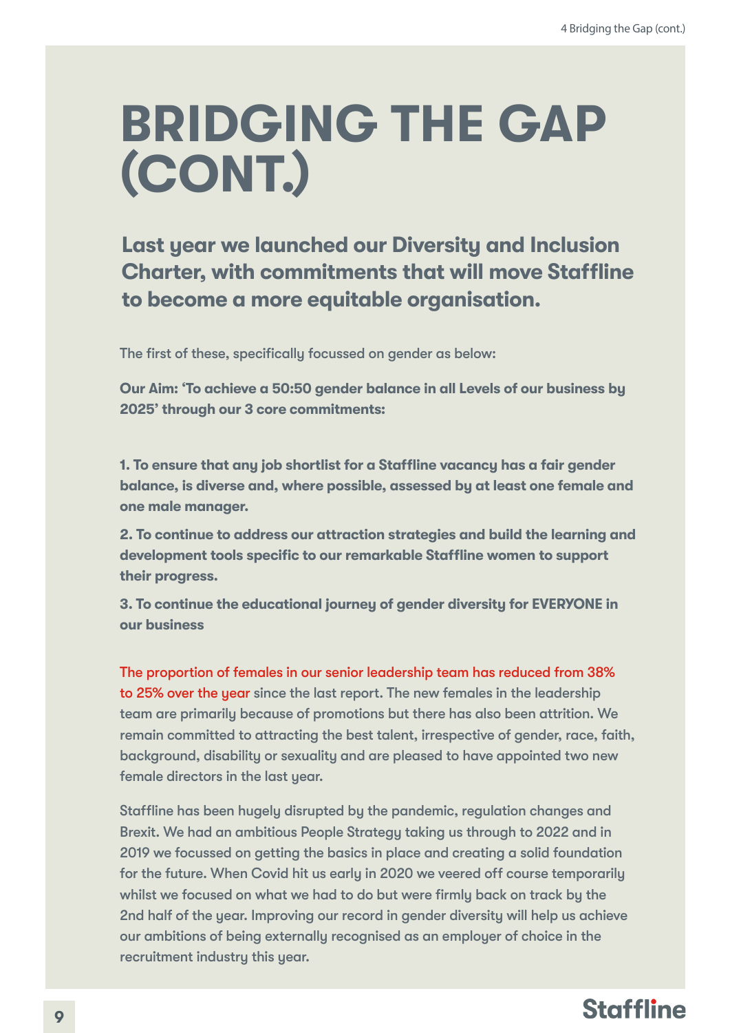# BRIDGING THE GAP (CONT.)

## Last year we launched our Diversity and Inclusion Charter, with commitments that will move Staffline to become a more equitable organisation.

The first of these, specifically focussed on gender as below:

**Our Aim: 'To achieve a 50:50 gender balance in all Levels of our business by 2025' through our 3 core commitments:**

**1. To ensure that any job shortlist for a Staffline vacancy has a fair gender balance, is diverse and, where possible, assessed by at least one female and one male manager.**

**2. To continue to address our attraction strategies and build the learning and development tools specific to our remarkable Staffline women to support their progress.**

**3. To continue the educational journey of gender diversity for EVERYONE in our business**

The proportion of females in our senior leadership team has reduced from 38% to 25% over the year since the last report. The new females in the leadership team are primarily because of promotions but there has also been attrition. We remain committed to attracting the best talent, irrespective of gender, race, faith, background, disability or sexuality and are pleased to have appointed two new female directors in the last year.

Staffline has been hugely disrupted by the pandemic, regulation changes and Brexit. We had an ambitious People Strategy taking us through to 2022 and in 2019 we focussed on getting the basics in place and creating a solid foundation for the future. When Covid hit us early in 2020 we veered off course temporarily whilst we focused on what we had to do but were firmly back on track by the 2nd half of the year. Improving our record in gender diversity will help us achieve our ambitions of being externally recognised as an employer of choice in the recruitment industry this year.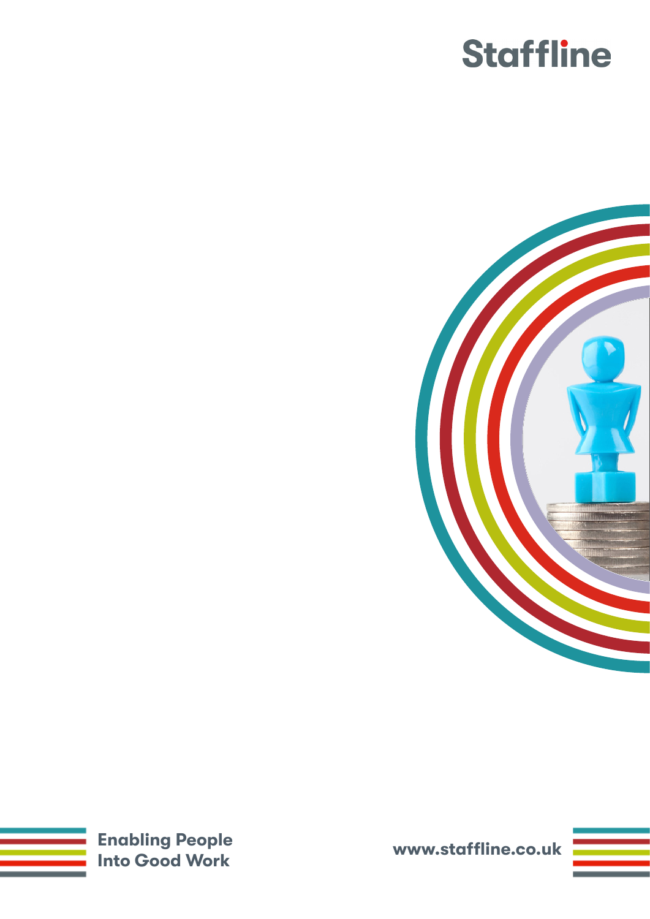Staffline

Enabling People
Into Good Work

www.staffline.co.uk